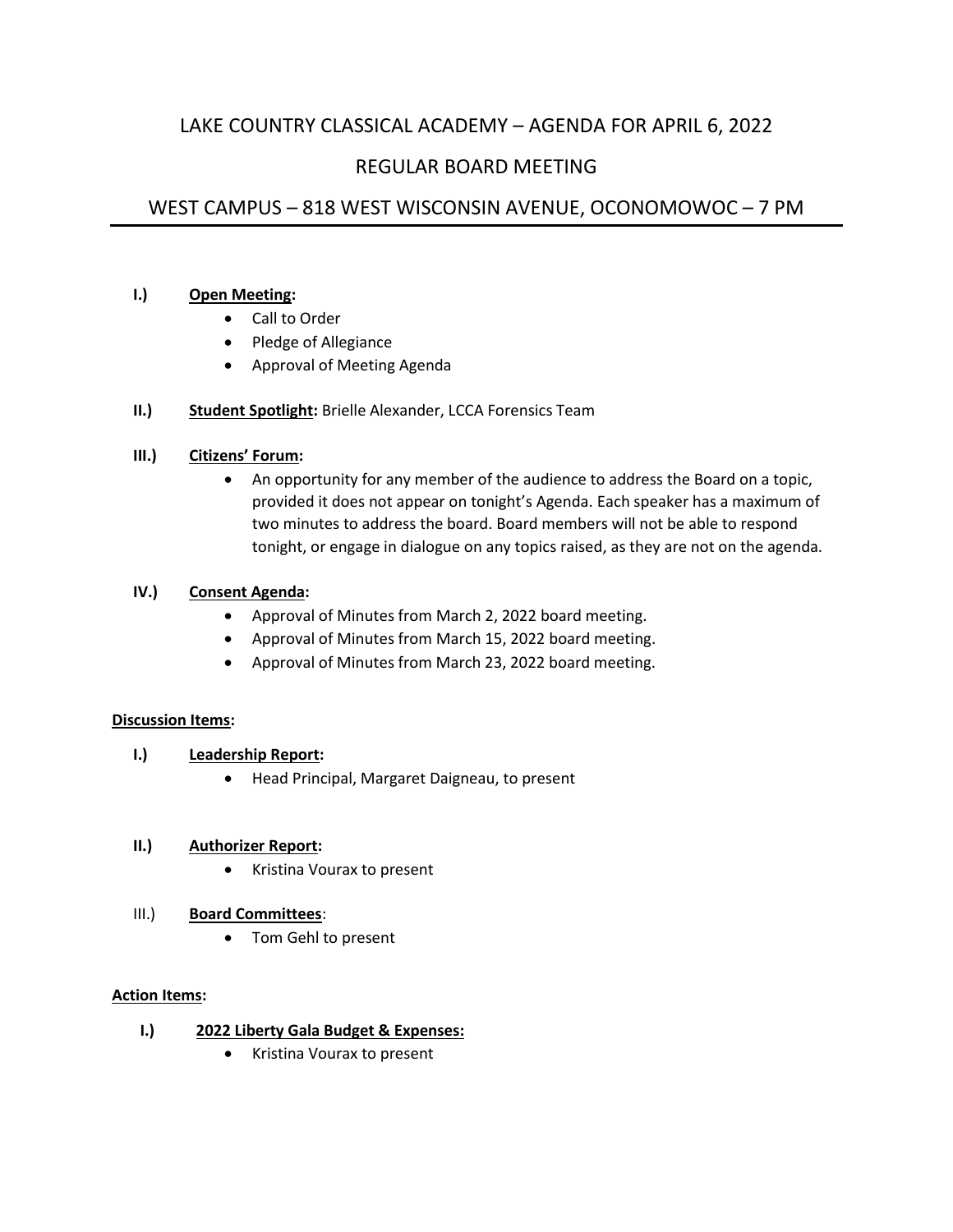# LAKE COUNTRY CLASSICAL ACADEMY – AGENDA FOR APRIL 6, 2022

## REGULAR BOARD MEETING

## WEST CAMPUS – 818 WEST WISCONSIN AVENUE, OCONOMOWOC – 7 PM

I.) **Open Meeting:**
- Call to Order
- Pledge of Allegiance
- Approval of Meeting Agenda

II.) **Student Spotlight:** Brielle Alexander, LCCA Forensics Team

III.) **Citizens' Forum:**
- An opportunity for any member of the audience to address the Board on a topic, provided it does not appear on tonight's Agenda. Each speaker has a maximum of two minutes to address the board. Board members will not be able to respond tonight, or engage in dialogue on any topics raised, as they are not on the agenda.

IV.) **Consent Agenda:**
- Approval of Minutes from March 2, 2022 board meeting.
- Approval of Minutes from March 15, 2022 board meeting.
- Approval of Minutes from March 23, 2022 board meeting.

**Discussion Items:**

I.) **Leadership Report:**
- Head Principal, Margaret Daigneau, to present

II.) **Authorizer Report:**
- Kristina Vourax to present

III.) **Board Committees:**
- Tom Gehl to present

**Action Items:**

I.) **2022 Liberty Gala Budget & Expenses:**
- Kristina Vourax to present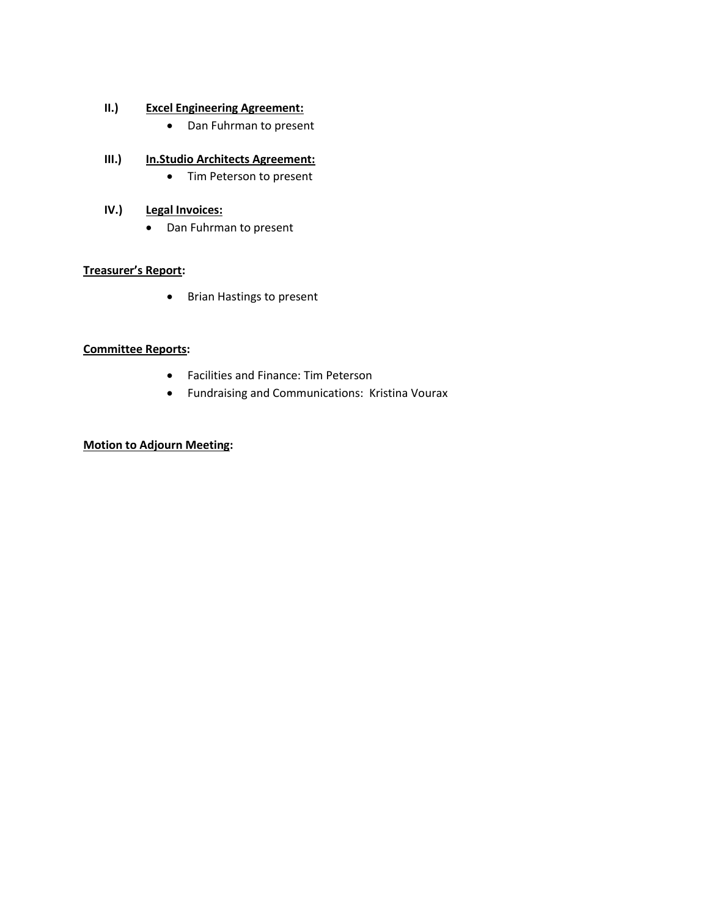**II.) Excel Engineering Agreement:**

- Dan Fuhrman to present

**III.) In.Studio Architects Agreement:**

- Tim Peterson to present

**IV.) Legal Invoices:**

- Dan Fuhrman to present

**Treasurer's Report:**

- Brian Hastings to present

**Committee Reports:**

- Facilities and Finance: Tim Peterson
- Fundraising and Communications: Kristina Vourax

**Motion to Adjourn Meeting:**